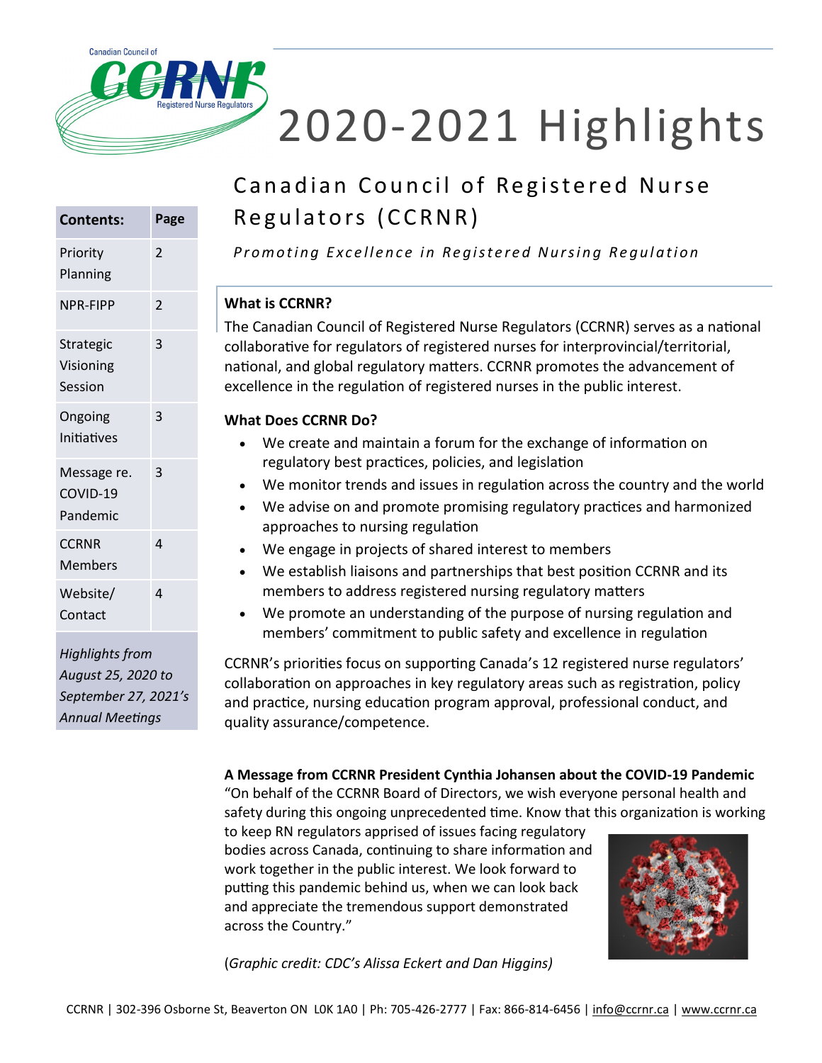# 2020-2021 Highlights

## Canadian Council of Registered Nurse Regulators (CCRNR)

*Promoting Excellence in Registered Nursing Regulation*

| Contents: | Page |
|---|---|
| Priority Planning | 2 |
| NPR-FIPP | 2 |
| Strategic Visioning Session | 3 |
| Ongoing Initiatives | 3 |
| Message re. COVID-19 Pandemic | 3 |
| CCRNR Members | 4 |
| Website/ Contact | 4 |

*Highlights from August 25, 2020 to September 27, 2021's Annual Meetings*

### What is CCRNR?

The Canadian Council of Registered Nurse Regulators (CCRNR) serves as a national collaborative for regulators of registered nurses for interprovincial/territorial, national, and global regulatory matters. CCRNR promotes the advancement of excellence in the regulation of registered nurses in the public interest.

### What Does CCRNR Do?

- We create and maintain a forum for the exchange of information on regulatory best practices, policies, and legislation
- We monitor trends and issues in regulation across the country and the world
- We advise on and promote promising regulatory practices and harmonized approaches to nursing regulation
- We engage in projects of shared interest to members
- We establish liaisons and partnerships that best position CCRNR and its members to address registered nursing regulatory matters
- We promote an understanding of the purpose of nursing regulation and members' commitment to public safety and excellence in regulation

CCRNR's priorities focus on supporting Canada's 12 registered nurse regulators' collaboration on approaches in key regulatory areas such as registration, policy and practice, nursing education program approval, professional conduct, and quality assurance/competence.

### A Message from CCRNR President Cynthia Johansen about the COVID-19 Pandemic

"On behalf of the CCRNR Board of Directors, we wish everyone personal health and safety during this ongoing unprecedented time. Know that this organization is working to keep RN regulators apprised of issues facing regulatory bodies across Canada, continuing to share information and work together in the public interest. We look forward to putting this pandemic behind us, when we can look back and appreciate the tremendous support demonstrated across the Country."

(*Graphic credit: CDC's Alissa Eckert and Dan Higgins)*

CCRNR | 302-396 Osborne St, Beaverton ON L0K 1A0 | Ph: 705-426-2777 | Fax: 866-814-6456 | info@ccrnr.ca | www.ccrnr.ca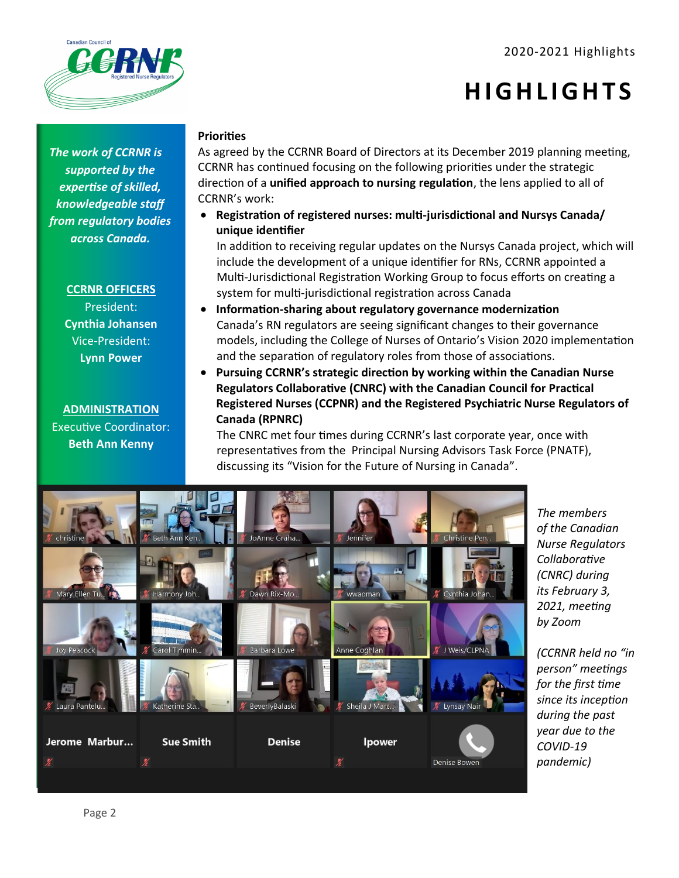# HIGHLIGHTS

2020-2021 Highlights

*The work of CCRNR is supported by the expertise of skilled, knowledgeable staff from regulatory bodies across Canada.*

**CCRNR OFFICERS**

President:
**Cynthia Johansen**

Vice-President:
**Lynn Power**

**ADMINISTRATION**

Executive Coordinator:
**Beth Ann Kenny**

**Priorities**

As agreed by the CCRNR Board of Directors at its December 2019 planning meeting, CCRNR has continued focusing on the following priorities under the strategic direction of a **unified approach to nursing regulation**, the lens applied to all of CCRNR's work:

- **Registration of registered nurses: multi-jurisdictional and Nursys Canada/ unique identifier**
  In addition to receiving regular updates on the Nursys Canada project, which will include the development of a unique identifier for RNs, CCRNR appointed a Multi-Jurisdictional Registration Working Group to focus efforts on creating a system for multi-jurisdictional registration across Canada
- **Information-sharing about regulatory governance modernization**
  Canada's RN regulators are seeing significant changes to their governance models, including the College of Nurses of Ontario's Vision 2020 implementation and the separation of regulatory roles from those of associations.
- **Pursuing CCRNR's strategic direction by working within the Canadian Nurse Regulators Collaborative (CNRC) with the Canadian Council for Practical Registered Nurses (CCPNR) and the Registered Psychiatric Nurse Regulators of Canada (RPNRC)**
  The CNRC met four times during CCRNR's last corporate year, once with representatives from the Principal Nursing Advisors Task Force (PNATF), discussing its "Vision for the Future of Nursing in Canada".

*The members of the Canadian Nurse Regulators Collaborative (CNRC) during its February 3, 2021, meeting by Zoom*

*(CCRNR held no "in person" meetings for the first time since its inception during the past year due to the COVID-19 pandemic)*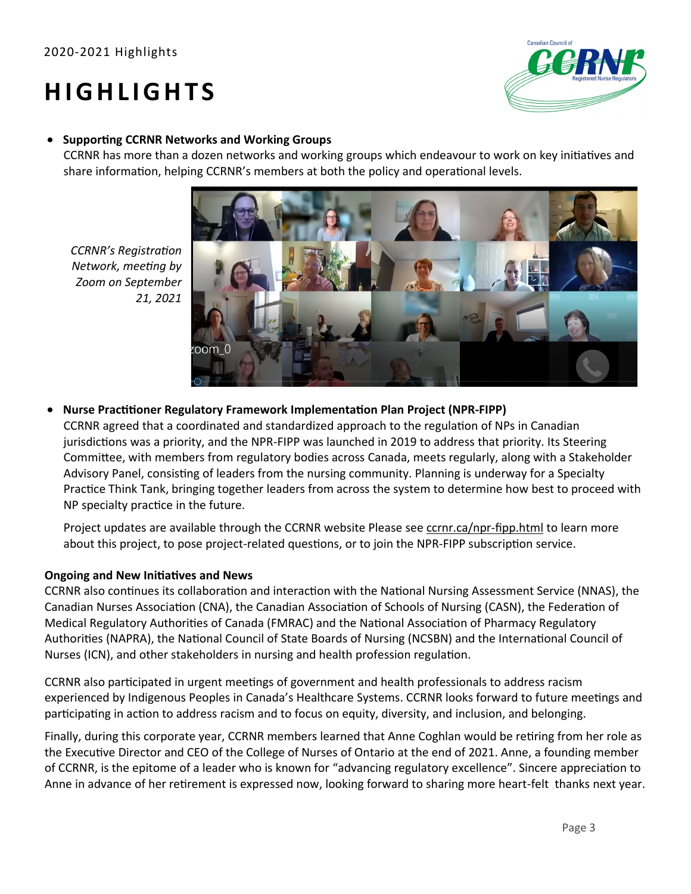# HIGHLIGHTS

- **Supporting CCRNR Networks and Working Groups**
  CCRNR has more than a dozen networks and working groups which endeavour to work on key initiatives and share information, helping CCRNR's members at both the policy and operational levels.

*CCRNR's Registration Network, meeting by Zoom on September 21, 2021*

- **Nurse Practitioner Regulatory Framework Implementation Plan Project (NPR-FIPP)**
  CCRNR agreed that a coordinated and standardized approach to the regulation of NPs in Canadian jurisdictions was a priority, and the NPR-FIPP was launched in 2019 to address that priority. Its Steering Committee, with members from regulatory bodies across Canada, meets regularly, along with a Stakeholder Advisory Panel, consisting of leaders from the nursing community. Planning is underway for a Specialty Practice Think Tank, bringing together leaders from across the system to determine how best to proceed with NP specialty practice in the future.

  Project updates are available through the CCRNR website Please see ccrnr.ca/npr-fipp.html to learn more about this project, to pose project-related questions, or to join the NPR-FIPP subscription service.

**Ongoing and New Initiatives and News**

CCRNR also continues its collaboration and interaction with the National Nursing Assessment Service (NNAS), the Canadian Nurses Association (CNA), the Canadian Association of Schools of Nursing (CASN), the Federation of Medical Regulatory Authorities of Canada (FMRAC) and the National Association of Pharmacy Regulatory Authorities (NAPRA), the National Council of State Boards of Nursing (NCSBN) and the International Council of Nurses (ICN), and other stakeholders in nursing and health profession regulation.

CCRNR also participated in urgent meetings of government and health professionals to address racism experienced by Indigenous Peoples in Canada's Healthcare Systems. CCRNR looks forward to future meetings and participating in action to address racism and to focus on equity, diversity, and inclusion, and belonging.

Finally, during this corporate year, CCRNR members learned that Anne Coghlan would be retiring from her role as the Executive Director and CEO of the College of Nurses of Ontario at the end of 2021. Anne, a founding member of CCRNR, is the epitome of a leader who is known for "advancing regulatory excellence". Sincere appreciation to Anne in advance of her retirement is expressed now, looking forward to sharing more heart-felt thanks next year.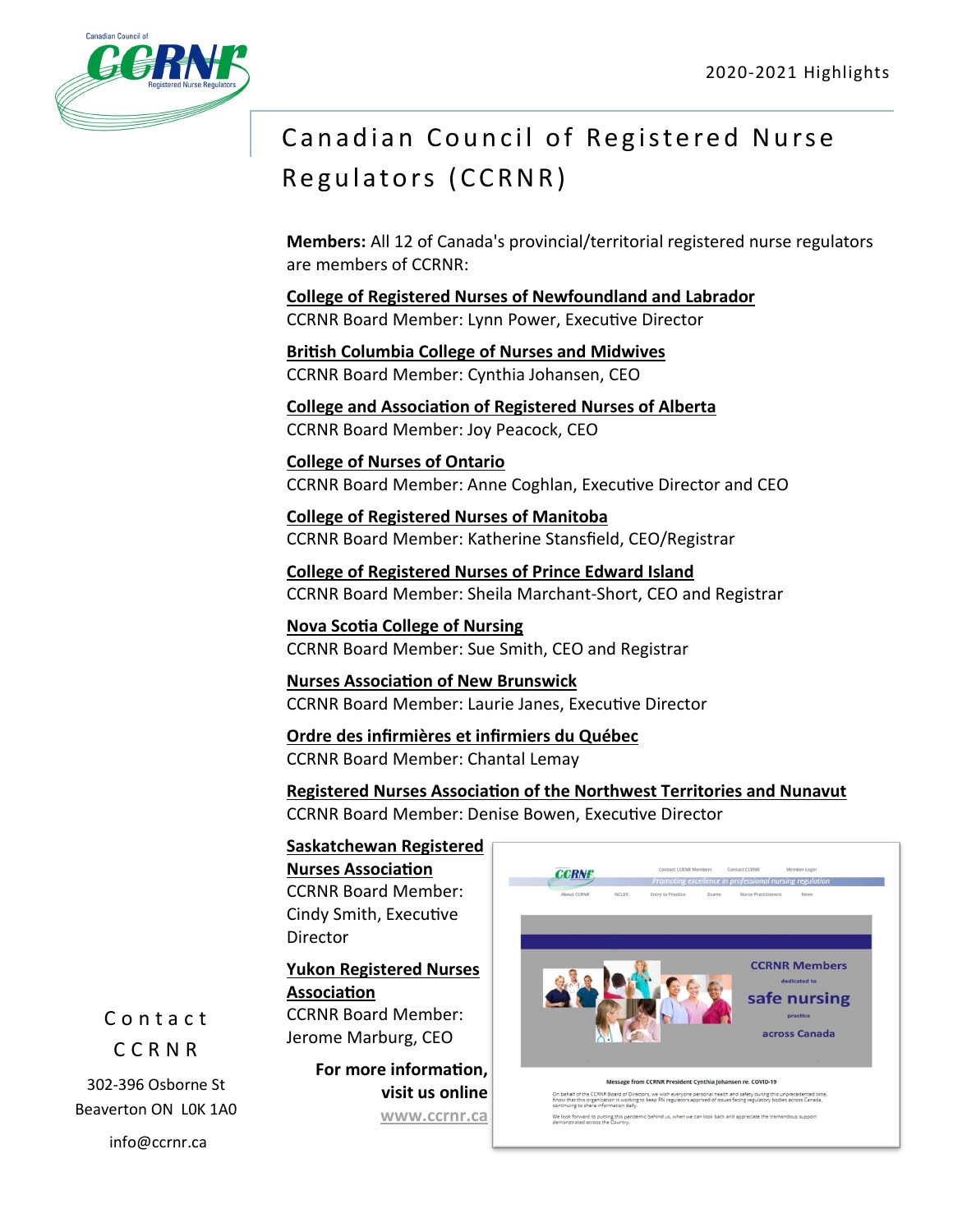2020-2021 Highlights

# Canadian Council of Registered Nurse Regulators (CCRNR)

**Members:** All 12 of Canada's provincial/territorial registered nurse regulators are members of CCRNR:

**College of Registered Nurses of Newfoundland and Labrador**
CCRNR Board Member: Lynn Power, Executive Director

**British Columbia College of Nurses and Midwives**
CCRNR Board Member: Cynthia Johansen, CEO

**College and Association of Registered Nurses of Alberta**
CCRNR Board Member: Joy Peacock, CEO

**College of Nurses of Ontario**
CCRNR Board Member: Anne Coghlan, Executive Director and CEO

**College of Registered Nurses of Manitoba**
CCRNR Board Member: Katherine Stansfield, CEO/Registrar

**College of Registered Nurses of Prince Edward Island**
CCRNR Board Member: Sheila Marchant-Short, CEO and Registrar

**Nova Scotia College of Nursing**
CCRNR Board Member: Sue Smith, CEO and Registrar

**Nurses Association of New Brunswick**
CCRNR Board Member: Laurie Janes, Executive Director

**Ordre des infirmières et infirmiers du Québec**
CCRNR Board Member: Chantal Lemay

**Registered Nurses Association of the Northwest Territories and Nunavut**
CCRNR Board Member: Denise Bowen, Executive Director

**Saskatchewan Registered Nurses Association**
CCRNR Board Member: Cindy Smith, Executive Director

**Yukon Registered Nurses Association**
CCRNR Board Member: Jerome Marburg, CEO

**For more information, visit us online**
www.ccrnr.ca

## Contact CCRNR

302-396 Osborne St
Beaverton ON L0K 1A0

info@ccrnr.ca